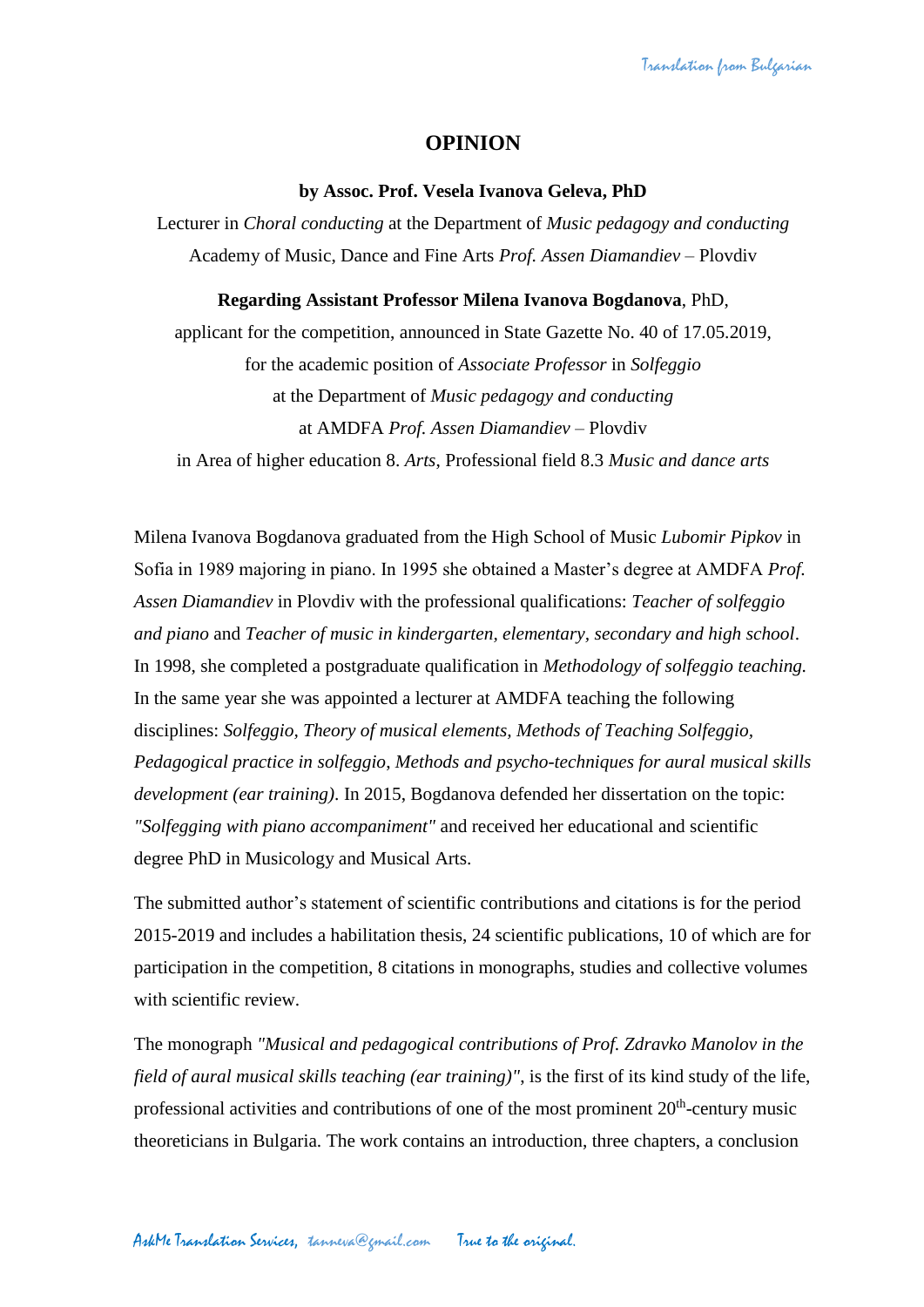# OPINION

**by Assoc. Prof. Vesela Ivanova Geleva, PhD**

Lecturer in *Choral conducting* at the Department of *Music pedagogy and conducting*
Academy of Music, Dance and Fine Arts *Prof. Assen Diamandiev* – Plovdiv

**Regarding Assistant Professor Milena Ivanova Bogdanova**, PhD,
applicant for the competition, announced in State Gazette No. 40 of 17.05.2019,
for the academic position of *Associate Professor* in *Solfeggio*
at the Department of *Music pedagogy and conducting*
at AMDFA *Prof. Assen Diamandiev* – Plovdiv
in Area of higher education 8. *Arts*, Professional field 8.3 *Music and dance arts*

Milena Ivanova Bogdanova graduated from the High School of Music *Lubomir Pipkov* in Sofia in 1989 majoring in piano. In 1995 she obtained a Master's degree at AMDFA *Prof. Assen Diamandiev* in Plovdiv with the professional qualifications: *Teacher of solfeggio and piano* and *Teacher of music in kindergarten, elementary, secondary and high school*. In 1998, she completed a postgraduate qualification in *Methodology of solfeggio teaching.* In the same year she was appointed a lecturer at AMDFA teaching the following disciplines: *Solfeggio, Theory of musical elements, Methods of Teaching Solfeggio, Pedagogical practice in solfeggio*, *Methods and psycho-techniques for aural musical skills development (ear training)*. In 2015, Bogdanova defended her dissertation on the topic: *"Solfegging with piano accompaniment"* and received her educational and scientific degree PhD in Musicology and Musical Arts.

The submitted author's statement of scientific contributions and citations is for the period 2015-2019 and includes a habilitation thesis, 24 scientific publications, 10 of which are for participation in the competition, 8 citations in monographs, studies and collective volumes with scientific review.

The monograph *"Musical and pedagogical contributions of Prof. Zdravko Manolov in the field of aural musical skills teaching (ear training)"*, is the first of its kind study of the life, professional activities and contributions of one of the most prominent 20th-century music theoreticians in Bulgaria. The work contains an introduction, three chapters, a conclusion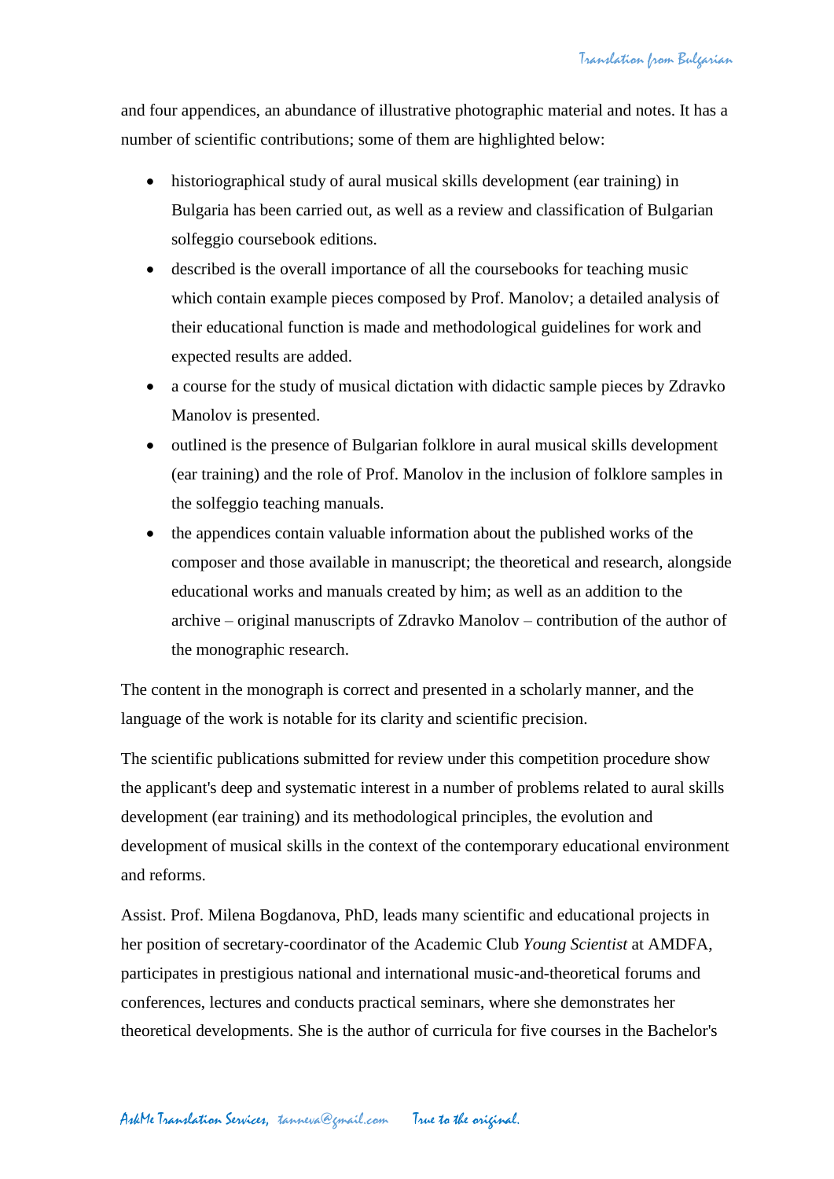and four appendices, an abundance of illustrative photographic material and notes. It has a number of scientific contributions; some of them are highlighted below:

- historiographical study of aural musical skills development (ear training) in Bulgaria has been carried out, as well as a review and classification of Bulgarian solfeggio coursebook editions.
- described is the overall importance of all the coursebooks for teaching music which contain example pieces composed by Prof. Manolov; a detailed analysis of their educational function is made and methodological guidelines for work and expected results are added.
- a course for the study of musical dictation with didactic sample pieces by Zdravko Manolov is presented.
- outlined is the presence of Bulgarian folklore in aural musical skills development (ear training) and the role of Prof. Manolov in the inclusion of folklore samples in the solfeggio teaching manuals.
- the appendices contain valuable information about the published works of the composer and those available in manuscript; the theoretical and research, alongside educational works and manuals created by him; as well as an addition to the archive – original manuscripts of Zdravko Manolov – contribution of the author of the monographic research.

The content in the monograph is correct and presented in a scholarly manner, and the language of the work is notable for its clarity and scientific precision.

The scientific publications submitted for review under this competition procedure show the applicant's deep and systematic interest in a number of problems related to aural skills development (ear training) and its methodological principles, the evolution and development of musical skills in the context of the contemporary educational environment and reforms.

Assist. Prof. Milena Bogdanova, PhD, leads many scientific and educational projects in her position of secretary-coordinator of the Academic Club *Young Scientist* at AMDFA, participates in prestigious national and international music-and-theoretical forums and conferences, lectures and conducts practical seminars, where she demonstrates her theoretical developments. She is the author of curricula for five courses in the Bachelor's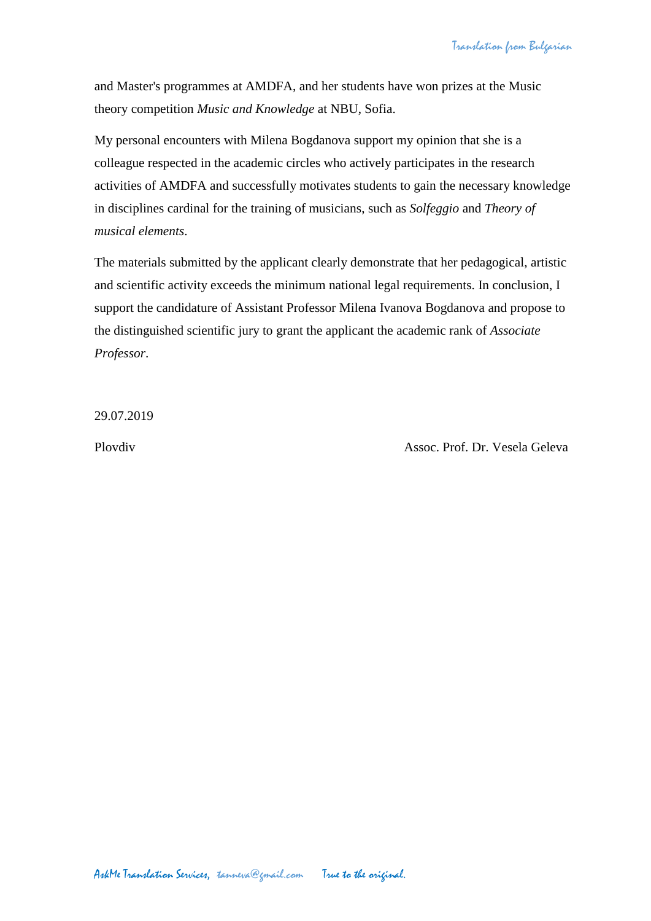and Master's programmes at AMDFA, and her students have won prizes at the Music theory competition *Music and Knowledge* at NBU, Sofia.

My personal encounters with Milena Bogdanova support my opinion that she is a colleague respected in the academic circles who actively participates in the research activities of AMDFA and successfully motivates students to gain the necessary knowledge in disciplines cardinal for the training of musicians, such as *Solfeggio* and *Theory of musical elements*.

The materials submitted by the applicant clearly demonstrate that her pedagogical, artistic and scientific activity exceeds the minimum national legal requirements. In conclusion, I support the candidature of Assistant Professor Milena Ivanova Bogdanova and propose to the distinguished scientific jury to grant the applicant the academic rank of *Associate Professor*.

29.07.2019

Plovdiv

Assoc. Prof. Dr. Vesela Geleva